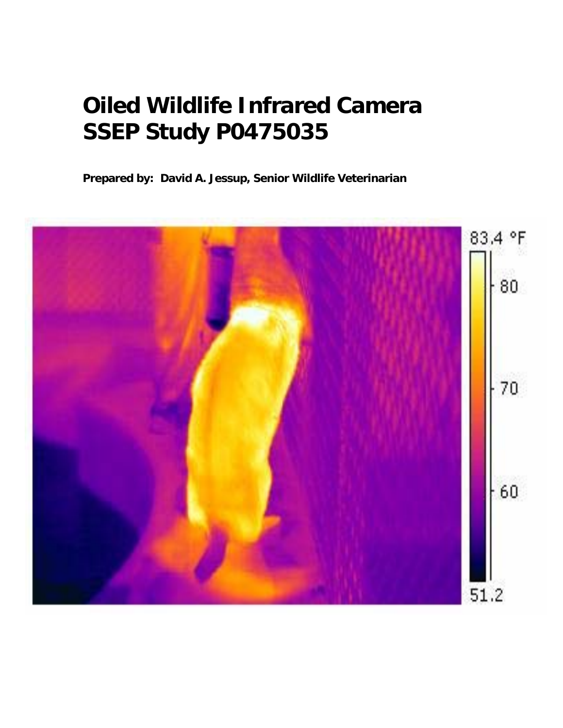# Oiled Wildlife Infrared Camera SSEP Study P0475035

**Prepared by: David A. Jessup, Senior Wildlife Veterinarian**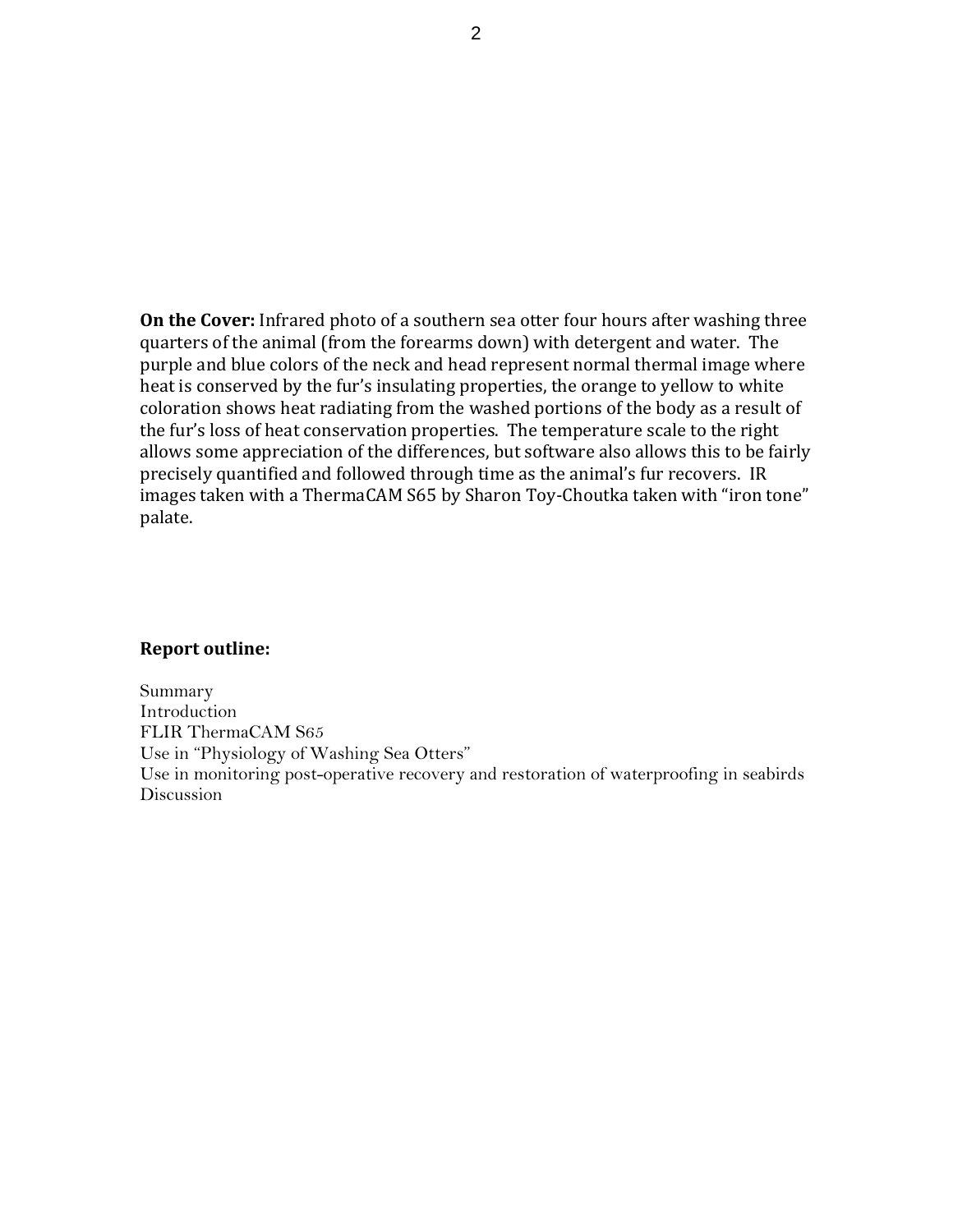**On the Cover:** Infrared photo of a southern sea otter four hours after washing three quarters of the animal (from the forearms down) with detergent and water. The purple and blue colors of the neck and head represent normal thermal image where heat is conserved by the fur's insulating properties, the orange to yellow to white coloration shows heat radiating from the washed portions of the body as a result of the fur's loss of heat conservation properties. The temperature scale to the right allows some appreciation of the differences, but software also allows this to be fairly precisely quantified and followed through time as the animal's fur recovers. IR images taken with a ThermaCAM S65 by Sharon Toy-Choutka taken with "iron tone" palate.

**Report outline:**

Summary
Introduction
FLIR ThermaCAM S65
Use in "Physiology of Washing Sea Otters"
Use in monitoring post-operative recovery and restoration of waterproofing in seabirds
Discussion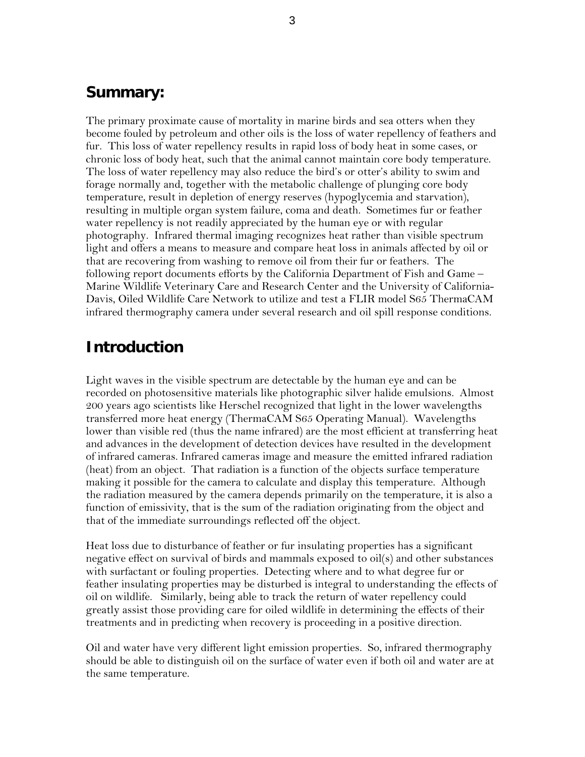## Summary:

The primary proximate cause of mortality in marine birds and sea otters when they become fouled by petroleum and other oils is the loss of water repellency of feathers and fur. This loss of water repellency results in rapid loss of body heat in some cases, or chronic loss of body heat, such that the animal cannot maintain core body temperature. The loss of water repellency may also reduce the bird's or otter's ability to swim and forage normally and, together with the metabolic challenge of plunging core body temperature, result in depletion of energy reserves (hypoglycemia and starvation), resulting in multiple organ system failure, coma and death. Sometimes fur or feather water repellency is not readily appreciated by the human eye or with regular photography. Infrared thermal imaging recognizes heat rather than visible spectrum light and offers a means to measure and compare heat loss in animals affected by oil or that are recovering from washing to remove oil from their fur or feathers. The following report documents efforts by the California Department of Fish and Game – Marine Wildlife Veterinary Care and Research Center and the University of California-Davis, Oiled Wildlife Care Network to utilize and test a FLIR model S65 ThermaCAM infrared thermography camera under several research and oil spill response conditions.

## Introduction

Light waves in the visible spectrum are detectable by the human eye and can be recorded on photosensitive materials like photographic silver halide emulsions. Almost 200 years ago scientists like Herschel recognized that light in the lower wavelengths transferred more heat energy (ThermaCAM S65 Operating Manual). Wavelengths lower than visible red (thus the name infrared) are the most efficient at transferring heat and advances in the development of detection devices have resulted in the development of infrared cameras. Infrared cameras image and measure the emitted infrared radiation (heat) from an object. That radiation is a function of the objects surface temperature making it possible for the camera to calculate and display this temperature. Although the radiation measured by the camera depends primarily on the temperature, it is also a function of emissivity, that is the sum of the radiation originating from the object and that of the immediate surroundings reflected off the object.

Heat loss due to disturbance of feather or fur insulating properties has a significant negative effect on survival of birds and mammals exposed to oil(s) and other substances with surfactant or fouling properties. Detecting where and to what degree fur or feather insulating properties may be disturbed is integral to understanding the effects of oil on wildlife. Similarly, being able to track the return of water repellency could greatly assist those providing care for oiled wildlife in determining the effects of their treatments and in predicting when recovery is proceeding in a positive direction.

Oil and water have very different light emission properties. So, infrared thermography should be able to distinguish oil on the surface of water even if both oil and water are at the same temperature.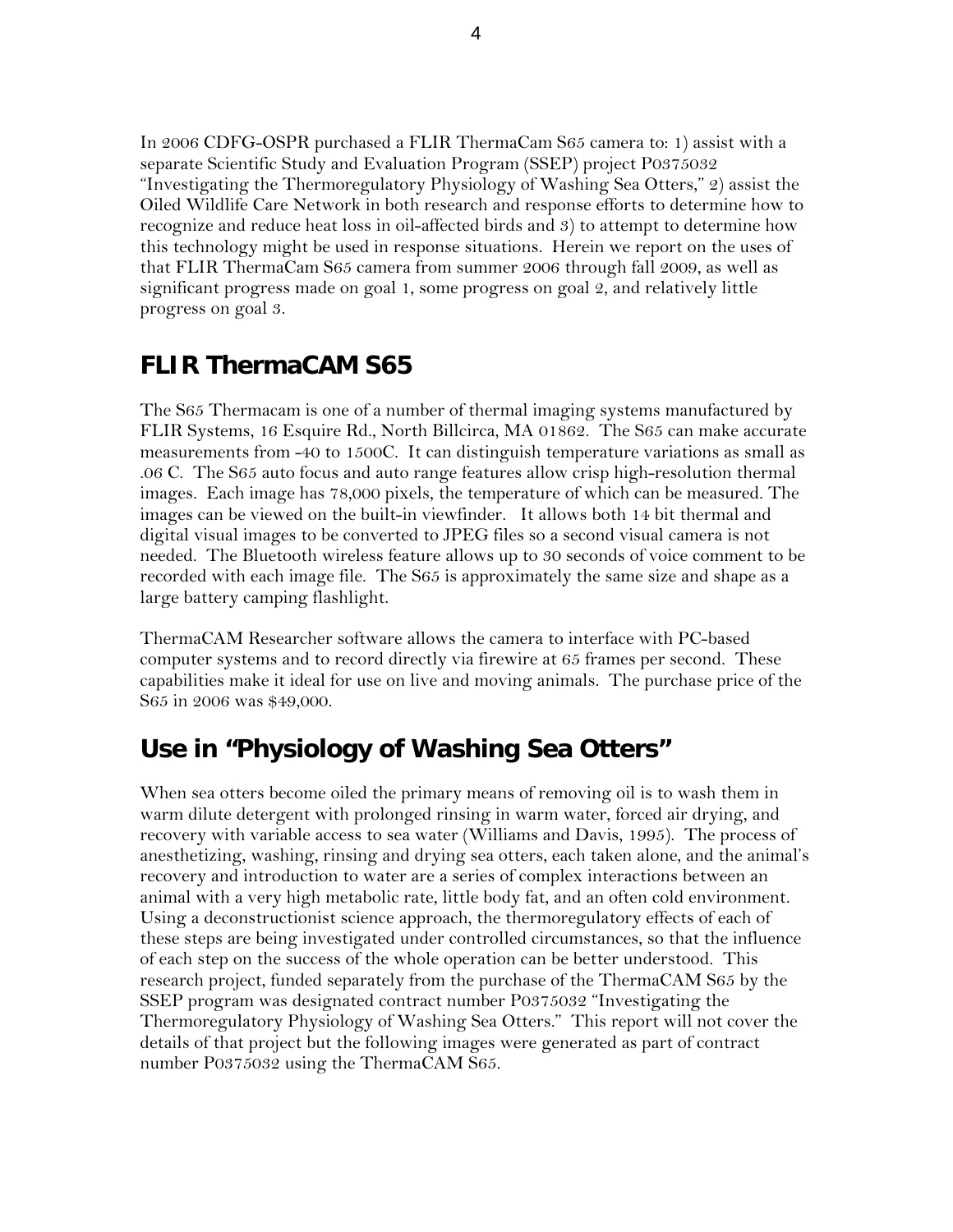In 2006 CDFG-OSPR purchased a FLIR ThermaCam S65 camera to: 1) assist with a separate Scientific Study and Evaluation Program (SSEP) project P0375032 "Investigating the Thermoregulatory Physiology of Washing Sea Otters," 2) assist the Oiled Wildlife Care Network in both research and response efforts to determine how to recognize and reduce heat loss in oil-affected birds and 3) to attempt to determine how this technology might be used in response situations. Herein we report on the uses of that FLIR ThermaCam S65 camera from summer 2006 through fall 2009, as well as significant progress made on goal 1, some progress on goal 2, and relatively little progress on goal 3.

## FLIR ThermaCAM S65

The S65 Thermacam is one of a number of thermal imaging systems manufactured by FLIR Systems, 16 Esquire Rd., North Billcirca, MA 01862. The S65 can make accurate measurements from -40 to 1500C. It can distinguish temperature variations as small as .06 C. The S65 auto focus and auto range features allow crisp high-resolution thermal images. Each image has 78,000 pixels, the temperature of which can be measured. The images can be viewed on the built-in viewfinder. It allows both 14 bit thermal and digital visual images to be converted to JPEG files so a second visual camera is not needed. The Bluetooth wireless feature allows up to 30 seconds of voice comment to be recorded with each image file. The S65 is approximately the same size and shape as a large battery camping flashlight.

ThermaCAM Researcher software allows the camera to interface with PC-based computer systems and to record directly via firewire at 65 frames per second. These capabilities make it ideal for use on live and moving animals. The purchase price of the S65 in 2006 was $49,000.

## Use in "Physiology of Washing Sea Otters"

When sea otters become oiled the primary means of removing oil is to wash them in warm dilute detergent with prolonged rinsing in warm water, forced air drying, and recovery with variable access to sea water (Williams and Davis, 1995). The process of anesthetizing, washing, rinsing and drying sea otters, each taken alone, and the animal's recovery and introduction to water are a series of complex interactions between an animal with a very high metabolic rate, little body fat, and an often cold environment. Using a deconstructionist science approach, the thermoregulatory effects of each of these steps are being investigated under controlled circumstances, so that the influence of each step on the success of the whole operation can be better understood. This research project, funded separately from the purchase of the ThermaCAM S65 by the SSEP program was designated contract number P0375032 "Investigating the Thermoregulatory Physiology of Washing Sea Otters." This report will not cover the details of that project but the following images were generated as part of contract number P0375032 using the ThermaCAM S65.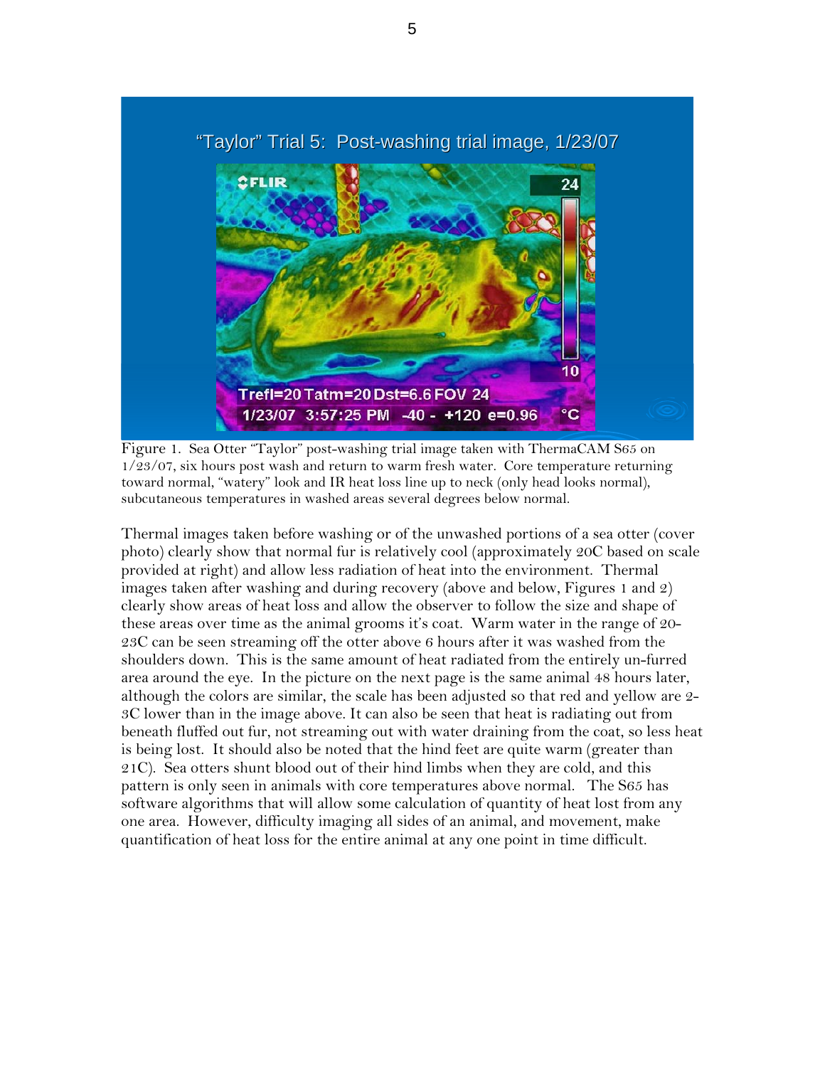Figure 1. Sea Otter "Taylor" post-washing trial image taken with ThermaCAM S65 on 1/23/07, six hours post wash and return to warm fresh water. Core temperature returning toward normal, "watery" look and IR heat loss line up to neck (only head looks normal), subcutaneous temperatures in washed areas several degrees below normal.

Thermal images taken before washing or of the unwashed portions of a sea otter (cover photo) clearly show that normal fur is relatively cool (approximately 20C based on scale provided at right) and allow less radiation of heat into the environment. Thermal images taken after washing and during recovery (above and below, Figures 1 and 2) clearly show areas of heat loss and allow the observer to follow the size and shape of these areas over time as the animal grooms it's coat. Warm water in the range of 20-23C can be seen streaming off the otter above 6 hours after it was washed from the shoulders down. This is the same amount of heat radiated from the entirely un-furred area around the eye. In the picture on the next page is the same animal 48 hours later, although the colors are similar, the scale has been adjusted so that red and yellow are 2-3C lower than in the image above. It can also be seen that heat is radiating out from beneath fluffed out fur, not streaming out with water draining from the coat, so less heat is being lost. It should also be noted that the hind feet are quite warm (greater than 21C). Sea otters shunt blood out of their hind limbs when they are cold, and this pattern is only seen in animals with core temperatures above normal. The S65 has software algorithms that will allow some calculation of quantity of heat lost from any one area. However, difficulty imaging all sides of an animal, and movement, make quantification of heat loss for the entire animal at any one point in time difficult.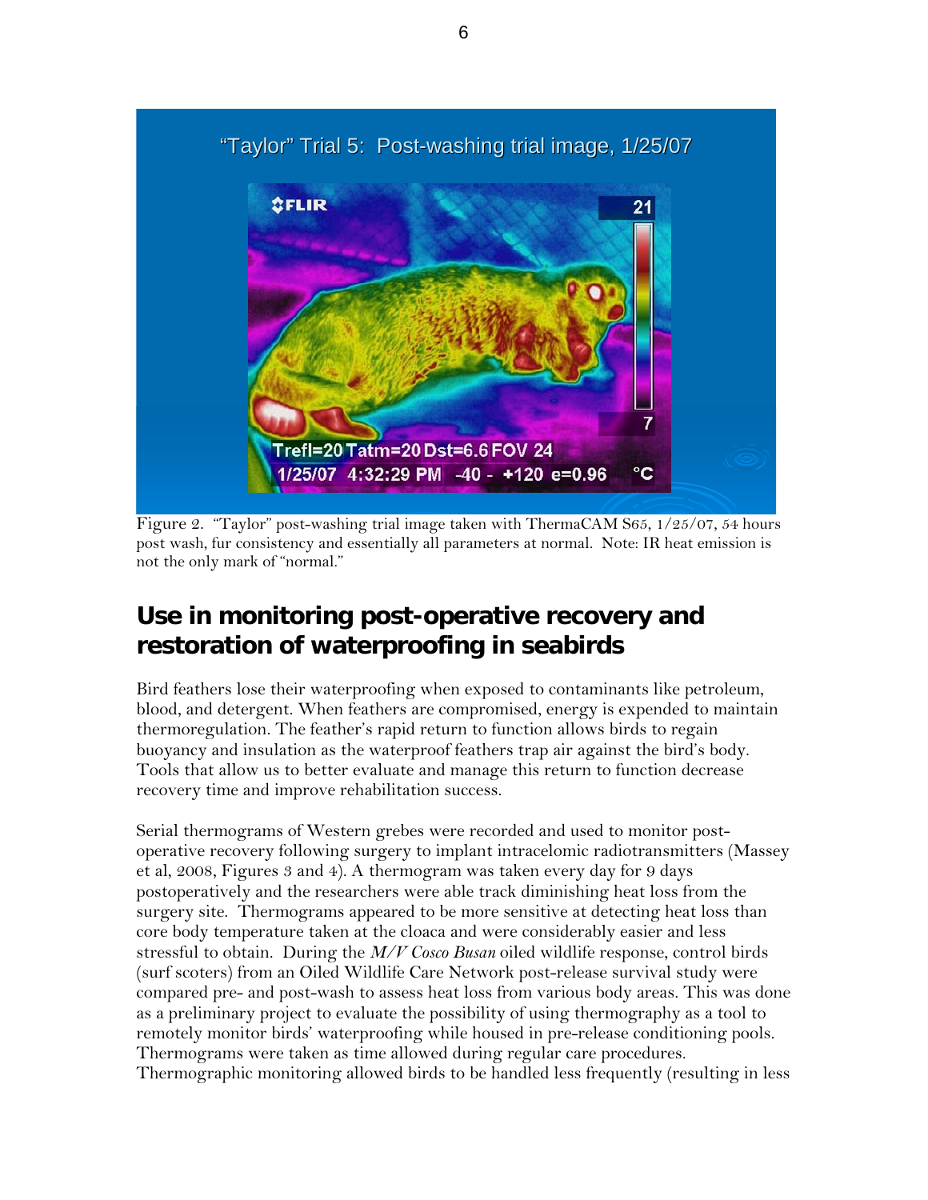Figure 2. "Taylor" post-washing trial image taken with ThermaCAM S65, 1/25/07, 54 hours post wash, fur consistency and essentially all parameters at normal. Note: IR heat emission is not the only mark of "normal."

## Use in monitoring post-operative recovery and restoration of waterproofing in seabirds

Bird feathers lose their waterproofing when exposed to contaminants like petroleum, blood, and detergent. When feathers are compromised, energy is expended to maintain thermoregulation. The feather's rapid return to function allows birds to regain buoyancy and insulation as the waterproof feathers trap air against the bird's body. Tools that allow us to better evaluate and manage this return to function decrease recovery time and improve rehabilitation success.

Serial thermograms of Western grebes were recorded and used to monitor post-operative recovery following surgery to implant intracelomic radiotransmitters (Massey et al, 2008, Figures 3 and 4). A thermogram was taken every day for 9 days postoperatively and the researchers were able track diminishing heat loss from the surgery site. Thermograms appeared to be more sensitive at detecting heat loss than core body temperature taken at the cloaca and were considerably easier and less stressful to obtain. During the *M/V Cosco Busan* oiled wildlife response, control birds (surf scoters) from an Oiled Wildlife Care Network post-release survival study were compared pre- and post-wash to assess heat loss from various body areas. This was done as a preliminary project to evaluate the possibility of using thermography as a tool to remotely monitor birds' waterproofing while housed in pre-release conditioning pools. Thermograms were taken as time allowed during regular care procedures. Thermographic monitoring allowed birds to be handled less frequently (resulting in less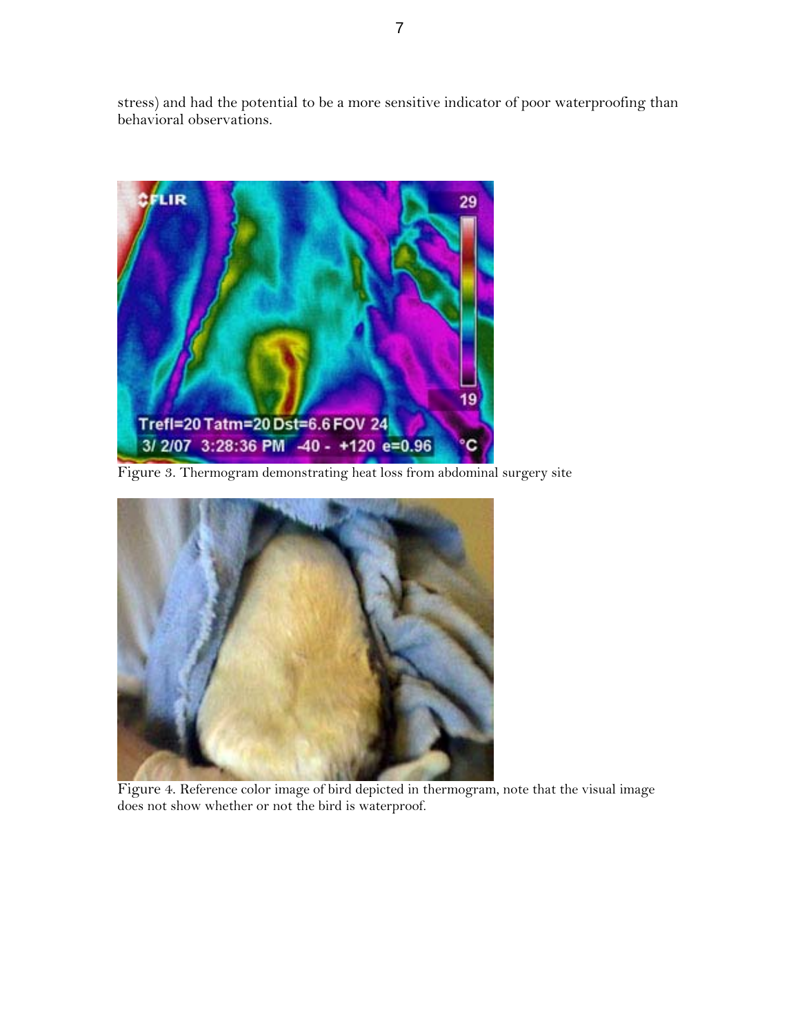stress) and had the potential to be a more sensitive indicator of poor waterproofing than behavioral observations.

Figure 3. Thermogram demonstrating heat loss from abdominal surgery site

Figure 4. Reference color image of bird depicted in thermogram, note that the visual image does not show whether or not the bird is waterproof.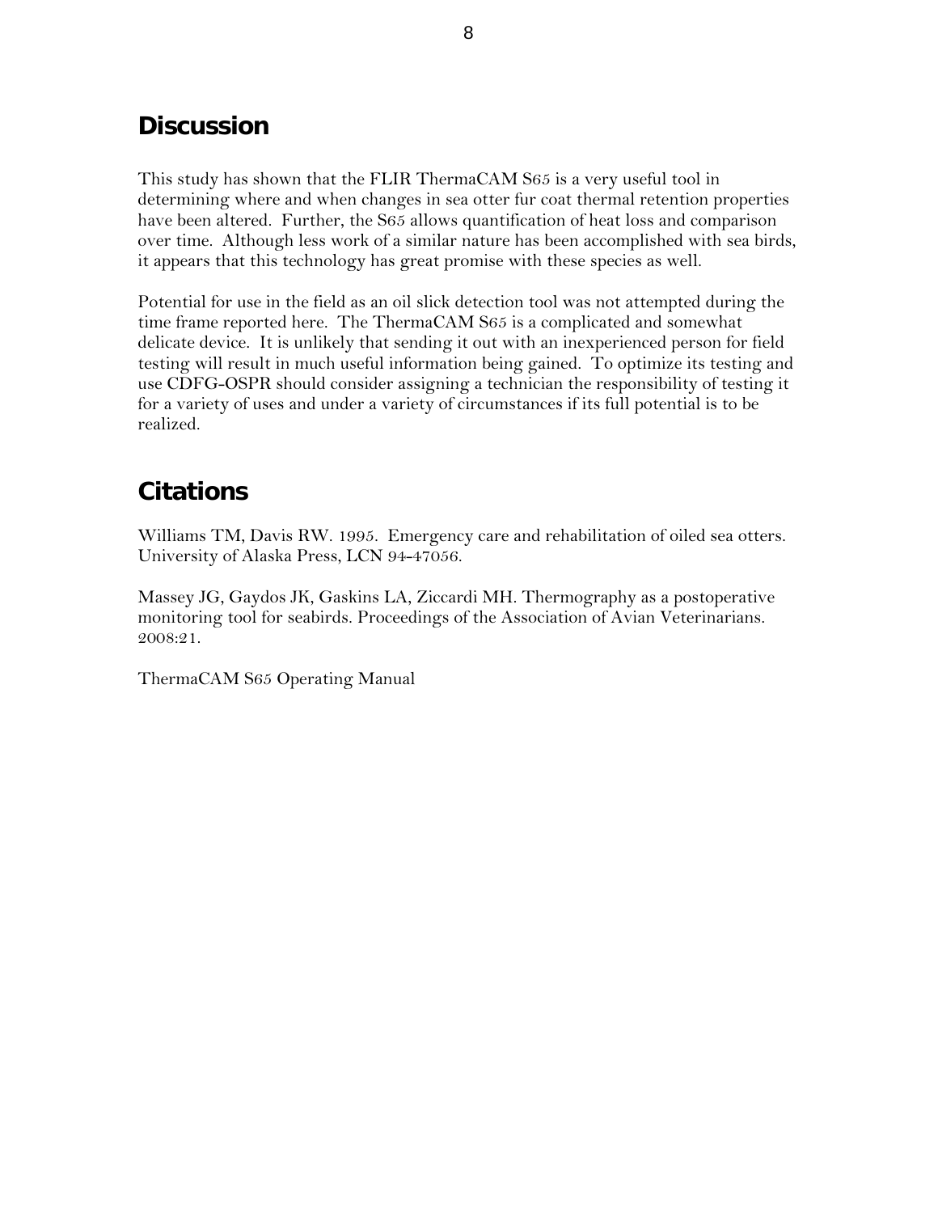## Discussion

This study has shown that the FLIR ThermaCAM S65 is a very useful tool in determining where and when changes in sea otter fur coat thermal retention properties have been altered. Further, the S65 allows quantification of heat loss and comparison over time. Although less work of a similar nature has been accomplished with sea birds, it appears that this technology has great promise with these species as well.

Potential for use in the field as an oil slick detection tool was not attempted during the time frame reported here. The ThermaCAM S65 is a complicated and somewhat delicate device. It is unlikely that sending it out with an inexperienced person for field testing will result in much useful information being gained. To optimize its testing and use CDFG-OSPR should consider assigning a technician the responsibility of testing it for a variety of uses and under a variety of circumstances if its full potential is to be realized.

## Citations

Williams TM, Davis RW. 1995. Emergency care and rehabilitation of oiled sea otters. University of Alaska Press, LCN 94-47056.

Massey JG, Gaydos JK, Gaskins LA, Ziccardi MH. Thermography as a postoperative monitoring tool for seabirds. Proceedings of the Association of Avian Veterinarians. 2008:21.

ThermaCAM S65 Operating Manual